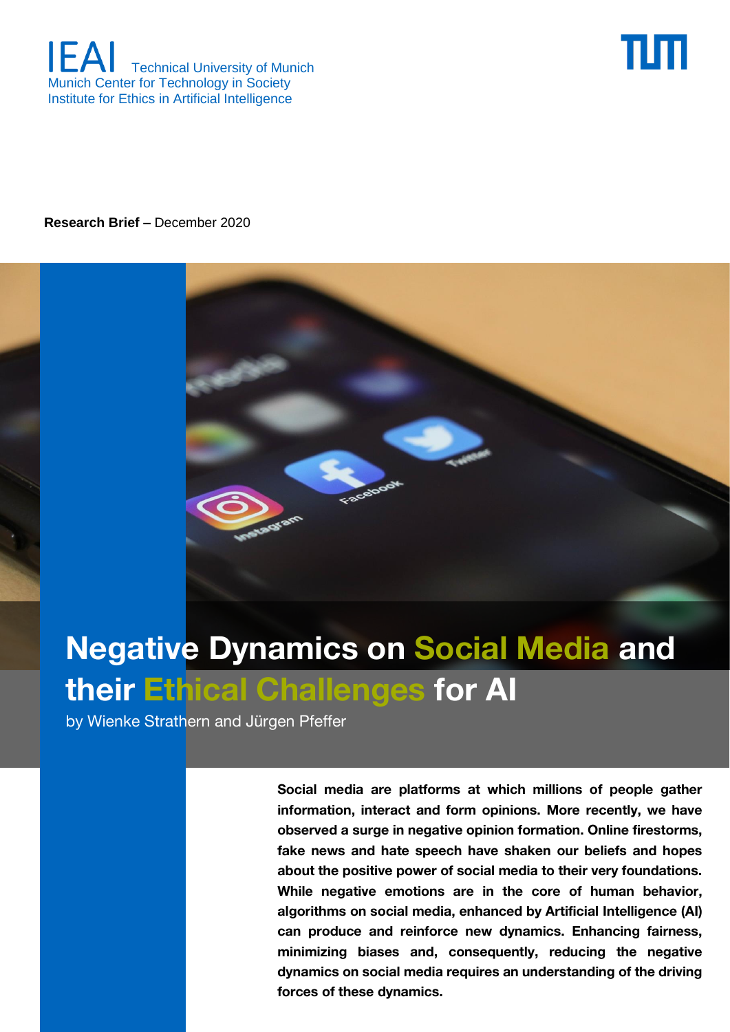IEAI Technical University of Munich
Munich Center for Technology in Society
Institute for Ethics in Artificial Intelligence

**Research Brief –** December 2020

# Negative Dynamics on Social Media and their Ethical Challenges for AI

by Wienke Strathern and Jürgen Pfeffer

**Social media are platforms at which millions of people gather information, interact and form opinions. More recently, we have observed a surge in negative opinion formation. Online firestorms, fake news and hate speech have shaken our beliefs and hopes about the positive power of social media to their very foundations. While negative emotions are in the core of human behavior, algorithms on social media, enhanced by Artificial Intelligence (AI) can produce and reinforce new dynamics. Enhancing fairness, minimizing biases and, consequently, reducing the negative dynamics on social media requires an understanding of the driving forces of these dynamics.**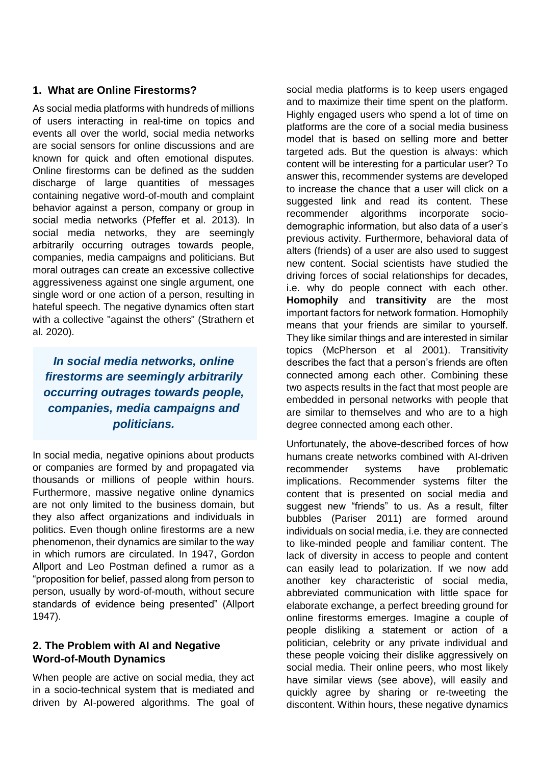## 1. What are Online Firestorms?

As social media platforms with hundreds of millions of users interacting in real-time on topics and events all over the world, social media networks are social sensors for online discussions and are known for quick and often emotional disputes. Online firestorms can be defined as the sudden discharge of large quantities of messages containing negative word-of-mouth and complaint behavior against a person, company or group in social media networks (Pfeffer et al. 2013). In social media networks, they are seemingly arbitrarily occurring outrages towards people, companies, media campaigns and politicians. But moral outrages can create an excessive collective aggressiveness against one single argument, one single word or one action of a person, resulting in hateful speech. The negative dynamics often start with a collective "against the others" (Strathern et al. 2020).

> ***In social media networks, online firestorms are seemingly arbitrarily occurring outrages towards people, companies, media campaigns and politicians.***

In social media, negative opinions about products or companies are formed by and propagated via thousands or millions of people within hours. Furthermore, massive negative online dynamics are not only limited to the business domain, but they also affect organizations and individuals in politics. Even though online firestorms are a new phenomenon, their dynamics are similar to the way in which rumors are circulated. In 1947, Gordon Allport and Leo Postman defined a rumor as a "proposition for belief, passed along from person to person, usually by word-of-mouth, without secure standards of evidence being presented" (Allport 1947).

## 2. The Problem with AI and Negative Word-of-Mouth Dynamics

When people are active on social media, they act in a socio-technical system that is mediated and driven by AI-powered algorithms. The goal of social media platforms is to keep users engaged and to maximize their time spent on the platform. Highly engaged users who spend a lot of time on platforms are the core of a social media business model that is based on selling more and better targeted ads. But the question is always: which content will be interesting for a particular user? To answer this, recommender systems are developed to increase the chance that a user will click on a suggested link and read its content. These recommender algorithms incorporate socio-demographic information, but also data of a user's previous activity. Furthermore, behavioral data of alters (friends) of a user are also used to suggest new content. Social scientists have studied the driving forces of social relationships for decades, i.e. why do people connect with each other. **Homophily** and **transitivity** are the most important factors for network formation. Homophily means that your friends are similar to yourself. They like similar things and are interested in similar topics (McPherson et al 2001). Transitivity describes the fact that a person's friends are often connected among each other. Combining these two aspects results in the fact that most people are embedded in personal networks with people that are similar to themselves and who are to a high degree connected among each other.

Unfortunately, the above-described forces of how humans create networks combined with AI-driven recommender systems have problematic implications. Recommender systems filter the content that is presented on social media and suggest new "friends" to us. As a result, filter bubbles (Pariser 2011) are formed around individuals on social media, i.e. they are connected to like-minded people and familiar content. The lack of diversity in access to people and content can easily lead to polarization. If we now add another key characteristic of social media, abbreviated communication with little space for elaborate exchange, a perfect breeding ground for online firestorms emerges. Imagine a couple of people disliking a statement or action of a politician, celebrity or any private individual and these people voicing their dislike aggressively on social media. Their online peers, who most likely have similar views (see above), will easily and quickly agree by sharing or re-tweeting the discontent. Within hours, these negative dynamics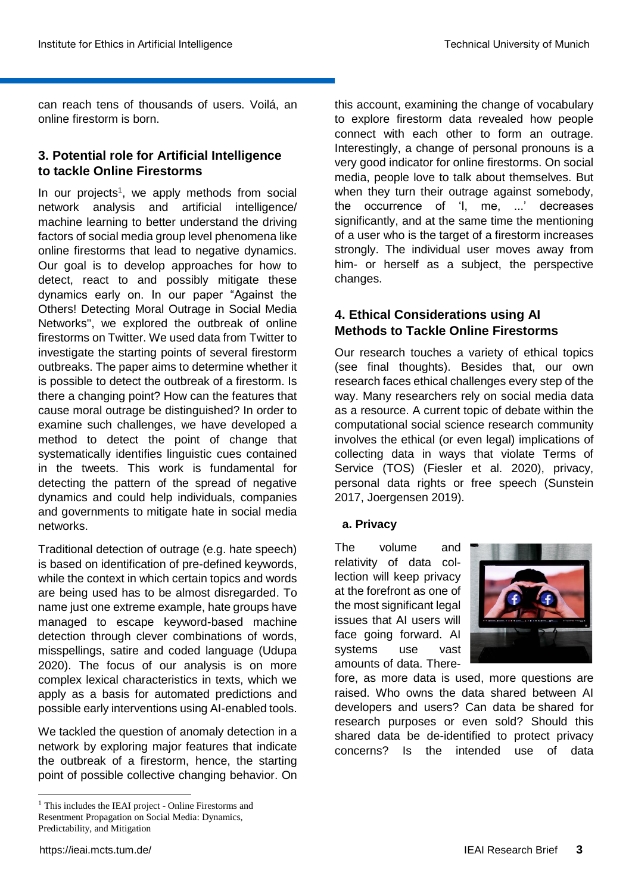can reach tens of thousands of users. Voilá, an online firestorm is born.

## 3. Potential role for Artificial Intelligence to tackle Online Firestorms

In our projects[1], we apply methods from social network analysis and artificial intelligence/ machine learning to better understand the driving factors of social media group level phenomena like online firestorms that lead to negative dynamics. Our goal is to develop approaches for how to detect, react to and possibly mitigate these dynamics early on. In our paper "Against the Others! Detecting Moral Outrage in Social Media Networks", we explored the outbreak of online firestorms on Twitter. We used data from Twitter to investigate the starting points of several firestorm outbreaks. The paper aims to determine whether it is possible to detect the outbreak of a firestorm. Is there a changing point? How can the features that cause moral outrage be distinguished? In order to examine such challenges, we have developed a method to detect the point of change that systematically identifies linguistic cues contained in the tweets. This work is fundamental for detecting the pattern of the spread of negative dynamics and could help individuals, companies and governments to mitigate hate in social media networks.

Traditional detection of outrage (e.g. hate speech) is based on identification of pre-defined keywords, while the context in which certain topics and words are being used has to be almost disregarded. To name just one extreme example, hate groups have managed to escape keyword-based machine detection through clever combinations of words, misspellings, satire and coded language (Udupa 2020). The focus of our analysis is on more complex lexical characteristics in texts, which we apply as a basis for automated predictions and possible early interventions using AI-enabled tools.

We tackled the question of anomaly detection in a network by exploring major features that indicate the outbreak of a firestorm, hence, the starting point of possible collective changing behavior. On this account, examining the change of vocabulary to explore firestorm data revealed how people connect with each other to form an outrage. Interestingly, a change of personal pronouns is a very good indicator for online firestorms. On social media, people love to talk about themselves. But when they turn their outrage against somebody, the occurrence of 'I, me, ...' decreases significantly, and at the same time the mentioning of a user who is the target of a firestorm increases strongly. The individual user moves away from him- or herself as a subject, the perspective changes.

## 4. Ethical Considerations using AI Methods to Tackle Online Firestorms

Our research touches a variety of ethical topics (see final thoughts). Besides that, our own research faces ethical challenges every step of the way. Many researchers rely on social media data as a resource. A current topic of debate within the computational social science research community involves the ethical (or even legal) implications of collecting data in ways that violate Terms of Service (TOS) (Fiesler et al. 2020), privacy, personal data rights or free speech (Sunstein 2017, Joergensen 2019).

### a. Privacy

The volume and relativity of data collection will keep privacy at the forefront as one of the most significant legal issues that AI users will face going forward. AI systems use vast amounts of data. Therefore, as more data is used, more questions are raised. Who owns the data shared between AI developers and users? Can data be shared for research purposes or even sold? Should this shared data be de-identified to protect privacy concerns? Is the intended use of data

[1] This includes the IEAI project - Online Firestorms and Resentment Propagation on Social Media: Dynamics, Predictability, and Mitigation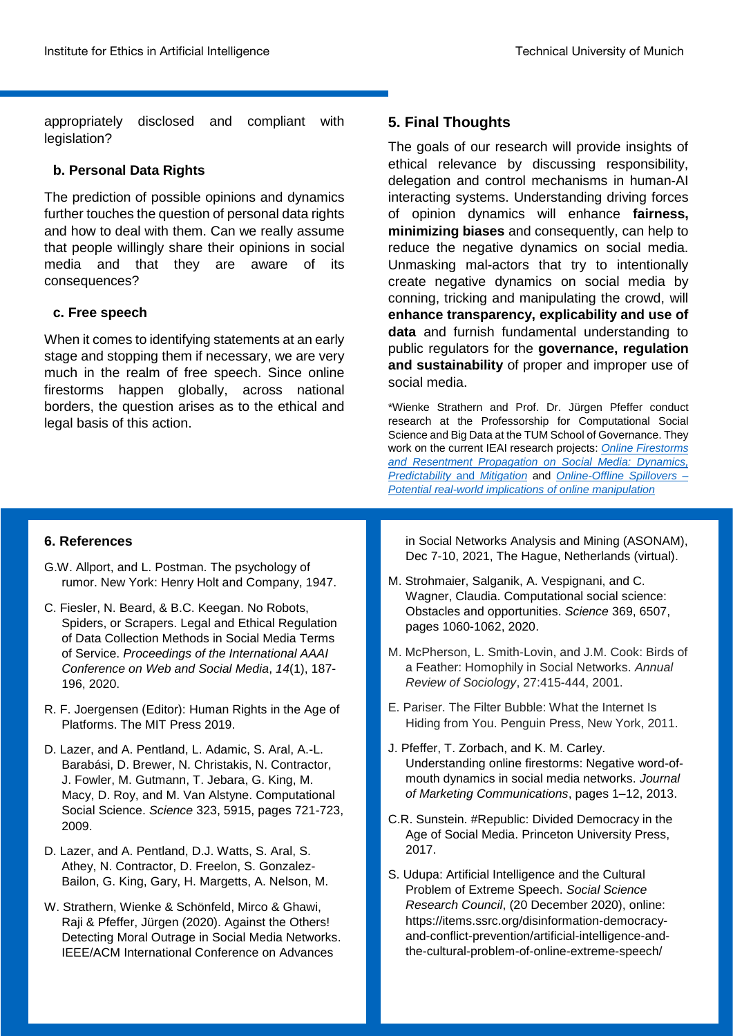appropriately disclosed and compliant with legislation?

### b. Personal Data Rights

The prediction of possible opinions and dynamics further touches the question of personal data rights and how to deal with them. Can we really assume that people willingly share their opinions in social media and that they are aware of its consequences?

### c. Free speech

When it comes to identifying statements at an early stage and stopping them if necessary, we are very much in the realm of free speech. Since online firestorms happen globally, across national borders, the question arises as to the ethical and legal basis of this action.

## 5. Final Thoughts

The goals of our research will provide insights of ethical relevance by discussing responsibility, delegation and control mechanisms in human-AI interacting systems. Understanding driving forces of opinion dynamics will enhance **fairness, minimizing biases** and consequently, can help to reduce the negative dynamics on social media. Unmasking mal-actors that try to intentionally create negative dynamics on social media by conning, tricking and manipulating the crowd, will **enhance transparency, explicability and use of data** and furnish fundamental understanding to public regulators for the **governance, regulation and sustainability** of proper and improper use of social media.

*Wienke Strathern and Prof. Dr. Jürgen Pfeffer conduct research at the Professorship for Computational Social Science and Big Data at the TUM School of Governance. They work on the current IEAI research projects: *Online Firestorms and Resentment Propagation on Social Media: Dynamics, Predictability and Mitigation* and *Online-Offline Spillovers – Potential real-world implications of online manipulation*

## 6. References

G.W. Allport, and L. Postman. The psychology of rumor. New York: Henry Holt and Company, 1947.

C. Fiesler, N. Beard, & B.C. Keegan. No Robots, Spiders, or Scrapers. Legal and Ethical Regulation of Data Collection Methods in Social Media Terms of Service. *Proceedings of the International AAAI Conference on Web and Social Media*, *14*(1), 187-196, 2020.

R. F. Joergensen (Editor): Human Rights in the Age of Platforms. The MIT Press 2019.

D. Lazer, and A. Pentland, L. Adamic, S. Aral, A.-L. Barabási, D. Brewer, N. Christakis, N. Contractor, J. Fowler, M. Gutmann, T. Jebara, G. King, M. Macy, D. Roy, and M. Van Alstyne. Computational Social Science. *Science* 323, 5915, pages 721-723, 2009.

D. Lazer, and A. Pentland, D.J. Watts, S. Aral, S. Athey, N. Contractor, D. Freelon, S. Gonzalez-Bailon, G. King, Gary, H. Margetts, A. Nelson, M.

W. Strathern, Wienke & Schönfeld, Mirco & Ghawi, Raji & Pfeffer, Jürgen (2020). Against the Others! Detecting Moral Outrage in Social Media Networks. IEEE/ACM International Conference on Advances in Social Networks Analysis and Mining (ASONAM), Dec 7-10, 2021, The Hague, Netherlands (virtual).

M. Strohmaier, Salganik, A. Vespignani, and C. Wagner, Claudia. Computational social science: Obstacles and opportunities. *Science* 369, 6507, pages 1060-1062, 2020.

M. McPherson, L. Smith-Lovin, and J.M. Cook: Birds of a Feather: Homophily in Social Networks. *Annual Review of Sociology*, 27:415-444, 2001.

E. Pariser. The Filter Bubble: What the Internet Is Hiding from You. Penguin Press, New York, 2011.

J. Pfeffer, T. Zorbach, and K. M. Carley. Understanding online firestorms: Negative word-of-mouth dynamics in social media networks. *Journal of Marketing Communications*, pages 1–12, 2013.

C.R. Sunstein. #Republic: Divided Democracy in the Age of Social Media. Princeton University Press, 2017.

S. Udupa: Artificial Intelligence and the Cultural Problem of Extreme Speech. *Social Science Research Council*, (20 December 2020), online: https://items.ssrc.org/disinformation-democracy-and-conflict-prevention/artificial-intelligence-and-the-cultural-problem-of-online-extreme-speech/